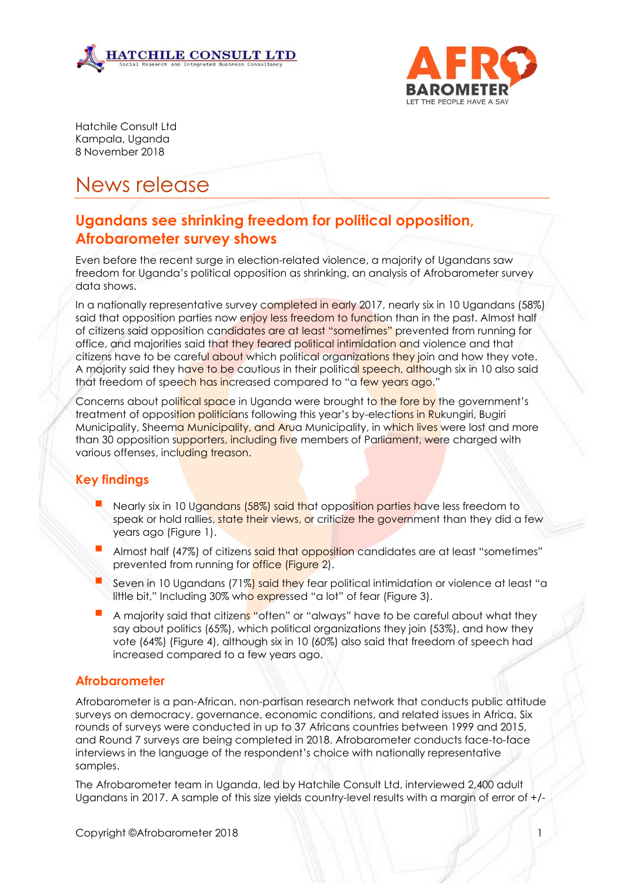Hatchile Consult Ltd
Kampala, Uganda
8 November 2018

# News release

## Ugandans see shrinking freedom for political opposition, Afrobarometer survey shows

Even before the recent surge in election-related violence, a majority of Ugandans saw freedom for Uganda's political opposition as shrinking, an analysis of Afrobarometer survey data shows.

In a nationally representative survey completed in early 2017, nearly six in 10 Ugandans (58%) said that opposition parties now enjoy less freedom to function than in the past. Almost half of citizens said opposition candidates are at least "sometimes" prevented from running for office, and majorities said that they feared political intimidation and violence and that citizens have to be careful about which political organizations they join and how they vote. A majority said they have to be cautious in their political speech, although six in 10 also said that freedom of speech has increased compared to "a few years ago."

Concerns about political space in Uganda were brought to the fore by the government's treatment of opposition politicians following this year's by-elections in Rukungiri, Bugiri Municipality, Sheema Municipality, and Arua Municipality, in which lives were lost and more than 30 opposition supporters, including five members of Parliament, were charged with various offenses, including treason.

### Key findings

- Nearly six in 10 Ugandans (58%) said that opposition parties have less freedom to speak or hold rallies, state their views, or criticize the government than they did a few years ago (Figure 1).
- Almost half (47%) of citizens said that opposition candidates are at least "sometimes" prevented from running for office (Figure 2).
- Seven in 10 Ugandans (71%) said they fear political intimidation or violence at least "a little bit," Including 30% who expressed "a lot" of fear (Figure 3).
- A majority said that citizens "often" or "always" have to be careful about what they say about politics (65%), which political organizations they join (53%), and how they vote (64%) (Figure 4), although six in 10 (60%) also said that freedom of speech had increased compared to a few years ago.

### Afrobarometer

Afrobarometer is a pan-African, non-partisan research network that conducts public attitude surveys on democracy, governance, economic conditions, and related issues in Africa. Six rounds of surveys were conducted in up to 37 Africans countries between 1999 and 2015, and Round 7 surveys are being completed in 2018. Afrobarometer conducts face-to-face interviews in the language of the respondent's choice with nationally representative samples.

The Afrobarometer team in Uganda, led by Hatchile Consult Ltd, interviewed 2,400 adult Ugandans in 2017. A sample of this size yields country-level results with a margin of error of +/-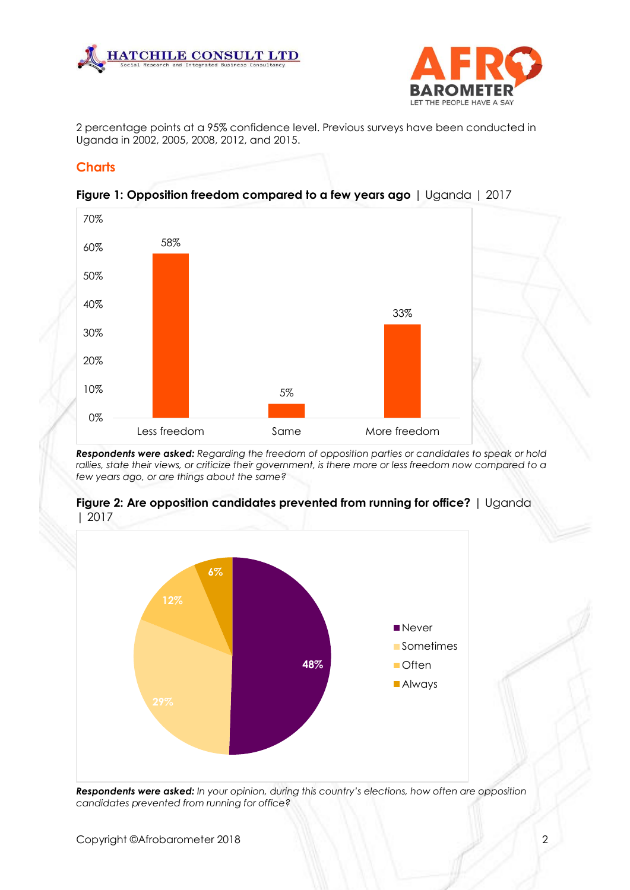2 percentage points at a 95% confidence level. Previous surveys have been conducted in Uganda in 2002, 2005, 2008, 2012, and 2015.

## Charts

**Figure 1: Opposition freedom compared to a few years ago** | Uganda | 2017

| Response | Percentage |
|---|---|
| Less freedom | 58% |
| Same | 5% |
| More freedom | 33% |

***Respondents were asked:*** *Regarding the freedom of opposition parties or candidates to speak or hold rallies, state their views, or criticize their government, is there more or less freedom now compared to a few years ago, or are things about the same?*

**Figure 2: Are opposition candidates prevented from running for office?** | Uganda | 2017

| Response | Percentage |
|---|---|
| Never | 48% |
| Sometimes | 29% |
| Often | 12% |
| Always | 6% |

***Respondents were asked:*** *In your opinion, during this country's elections, how often are opposition candidates prevented from running for office?*

Copyright ©Afrobarometer 2018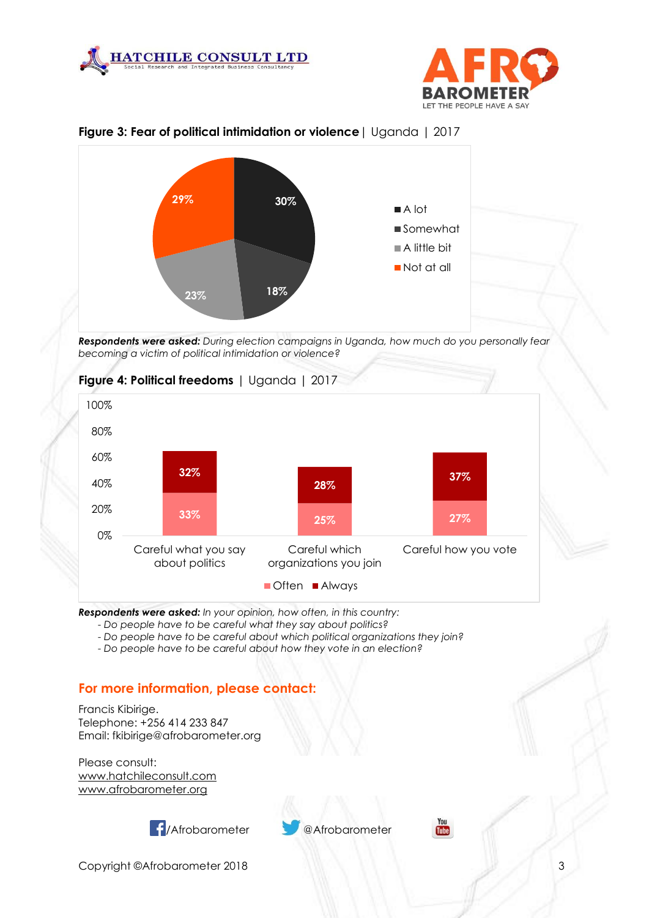**Figure 3: Fear of political intimidation or violence** | Uganda | 2017

30%
18%
23%
29%

A lot
Somewhat
A little bit
Not at all

***Respondents were asked:*** *During election campaigns in Uganda, how much do you personally fear becoming a victim of political intimidation or violence?*

**Figure 4: Political freedoms** | Uganda | 2017

100%
80%
60%
40%
20%
0%

32%
33%
Careful what you say about politics

28%
25%
Careful which organizations you join

37%
27%
Careful how you vote

Often
Always

***Respondents were asked:*** *In your opinion, how often, in this country:*

- *Do people have to be careful what they say about politics?*
- *Do people have to be careful about which political organizations they join?*
- *Do people have to be careful about how they vote in an election?*

## For more information, please contact:

Francis Kibirige.
Telephone: +256 414 233 847
Email: fkibirige@afrobarometer.org

Please consult:
www.hatchileconsult.com
www.afrobarometer.org

/Afrobarometer @Afrobarometer

Copyright ©Afrobarometer 2018